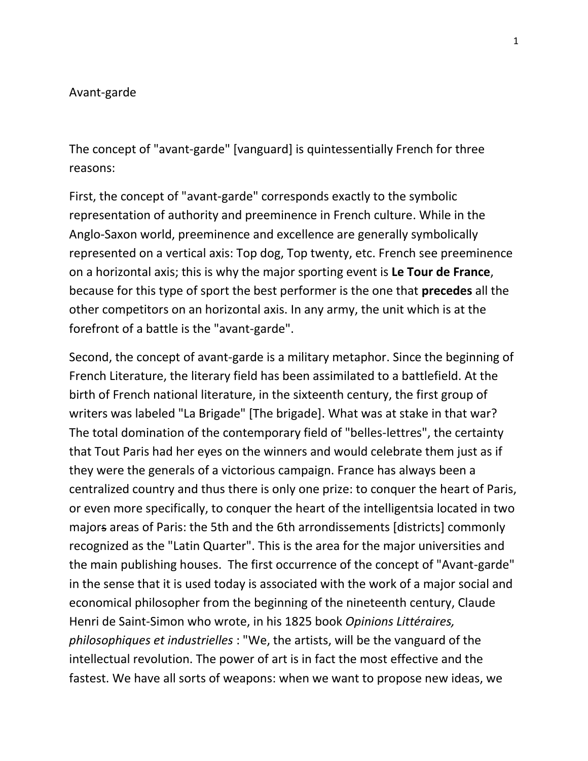# Avant-garde

The concept of "avant-garde" [vanguard] is quintessentially French for three reasons:

First, the concept of "avant-garde" corresponds exactly to the symbolic representation of authority and preeminence in French culture. While in the Anglo-Saxon world, preeminence and excellence are generally symbolically represented on a vertical axis: Top dog, Top twenty, etc. French see preeminence on a horizontal axis; this is why the major sporting event is **Le Tour de France**, because for this type of sport the best performer is the one that **precedes** all the other competitors on an horizontal axis. In any army, the unit which is at the forefront of a battle is the "avant-garde".

Second, the concept of avant-garde is a military metaphor. Since the beginning of French Literature, the literary field has been assimilated to a battlefield. At the birth of French national literature, in the sixteenth century, the first group of writers was labeled "La Brigade" [The brigade]. What was at stake in that war? The total domination of the contemporary field of "belles-lettres", the certainty that Tout Paris had her eyes on the winners and would celebrate them just as if they were the generals of a victorious campaign. France has always been a centralized country and thus there is only one prize: to conquer the heart of Paris, or even more specifically, to conquer the heart of the intelligentsia located in two ~~majors~~ major areas of Paris: the 5th and the 6th arrondissements [districts] commonly recognized as the "Latin Quarter". This is the area for the major universities and the main publishing houses. The first occurrence of the concept of "Avant-garde" in the sense that it is used today is associated with the work of a major social and economical philosopher from the beginning of the nineteenth century, Claude Henri de Saint-Simon who wrote, in his 1825 book *Opinions Littéraires, philosophiques et industrielles* : "We, the artists, will be the vanguard of the intellectual revolution. The power of art is in fact the most effective and the fastest. We have all sorts of weapons: when we want to propose new ideas, we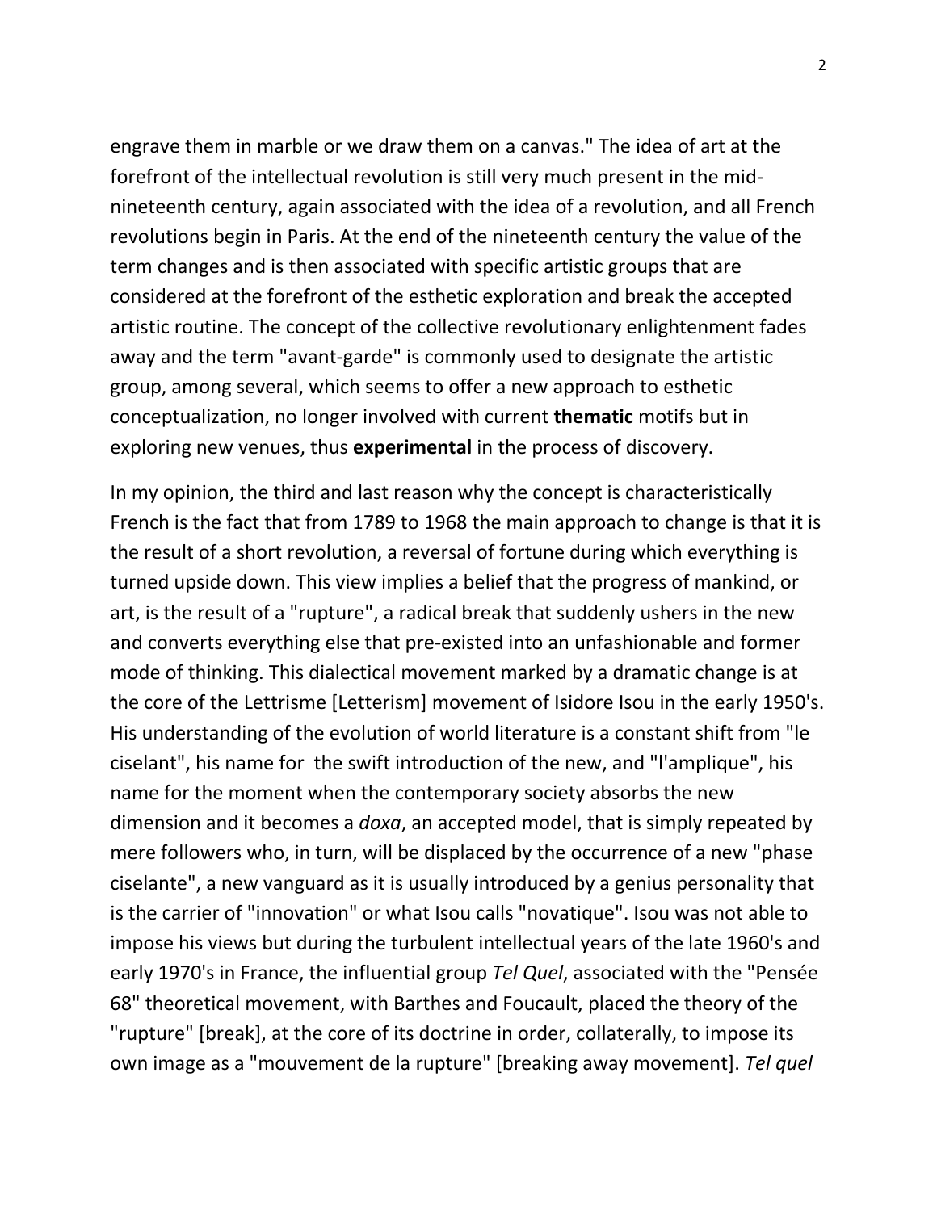engrave them in marble or we draw them on a canvas." The idea of art at the forefront of the intellectual revolution is still very much present in the mid-nineteenth century, again associated with the idea of a revolution, and all French revolutions begin in Paris. At the end of the nineteenth century the value of the term changes and is then associated with specific artistic groups that are considered at the forefront of the esthetic exploration and break the accepted artistic routine. The concept of the collective revolutionary enlightenment fades away and the term "avant-garde" is commonly used to designate the artistic group, among several, which seems to offer a new approach to esthetic conceptualization, no longer involved with current **thematic** motifs but in exploring new venues, thus **experimental** in the process of discovery.

In my opinion, the third and last reason why the concept is characteristically French is the fact that from 1789 to 1968 the main approach to change is that it is the result of a short revolution, a reversal of fortune during which everything is turned upside down. This view implies a belief that the progress of mankind, or art, is the result of a "rupture", a radical break that suddenly ushers in the new and converts everything else that pre-existed into an unfashionable and former mode of thinking. This dialectical movement marked by a dramatic change is at the core of the Lettrisme [Letterism] movement of Isidore Isou in the early 1950's. His understanding of the evolution of world literature is a constant shift from "le ciselant", his name for the swift introduction of the new, and "l'amplique", his name for the moment when the contemporary society absorbs the new dimension and it becomes a *doxa*, an accepted model, that is simply repeated by mere followers who, in turn, will be displaced by the occurrence of a new "phase ciselante", a new vanguard as it is usually introduced by a genius personality that is the carrier of "innovation" or what Isou calls "novatique". Isou was not able to impose his views but during the turbulent intellectual years of the late 1960's and early 1970's in France, the influential group *Tel Quel*, associated with the "Pensée 68" theoretical movement, with Barthes and Foucault, placed the theory of the "rupture" [break], at the core of its doctrine in order, collaterally, to impose its own image as a "mouvement de la rupture" [breaking away movement]. *Tel quel*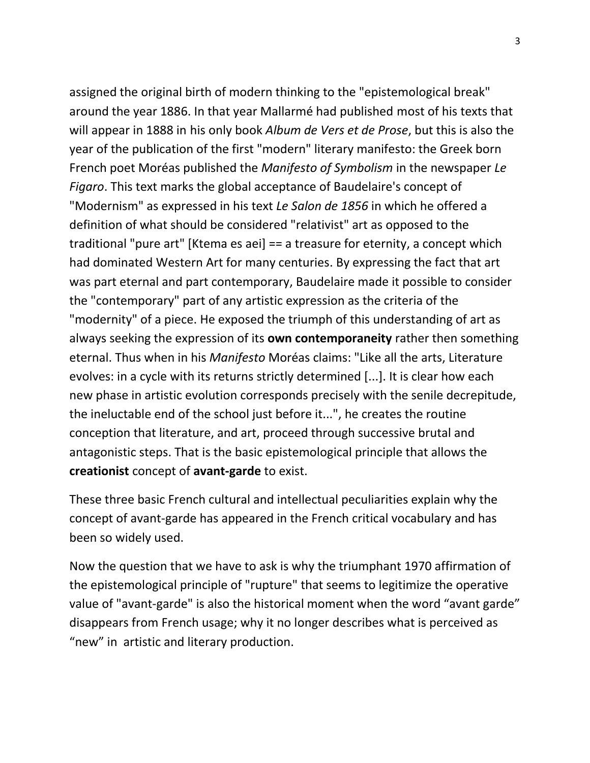assigned the original birth of modern thinking to the "epistemological break" around the year 1886. In that year Mallarmé had published most of his texts that will appear in 1888 in his only book *Album de Vers et de Prose*, but this is also the year of the publication of the first "modern" literary manifesto: the Greek born French poet Moréas published the *Manifesto of Symbolism* in the newspaper *Le Figaro*. This text marks the global acceptance of Baudelaire's concept of "Modernism" as expressed in his text *Le Salon de 1856* in which he offered a definition of what should be considered "relativist" art as opposed to the traditional "pure art" [Ktema es aei] == a treasure for eternity, a concept which had dominated Western Art for many centuries. By expressing the fact that art was part eternal and part contemporary, Baudelaire made it possible to consider the "contemporary" part of any artistic expression as the criteria of the "modernity" of a piece. He exposed the triumph of this understanding of art as always seeking the expression of its **own contemporaneity** rather then something eternal. Thus when in his *Manifesto* Moréas claims: "Like all the arts, Literature evolves: in a cycle with its returns strictly determined [...]. It is clear how each new phase in artistic evolution corresponds precisely with the senile decrepitude, the ineluctable end of the school just before it...", he creates the routine conception that literature, and art, proceed through successive brutal and antagonistic steps. That is the basic epistemological principle that allows the **creationist** concept of **avant-garde** to exist.

These three basic French cultural and intellectual peculiarities explain why the concept of avant-garde has appeared in the French critical vocabulary and has been so widely used.

Now the question that we have to ask is why the triumphant 1970 affirmation of the epistemological principle of "rupture" that seems to legitimize the operative value of "avant-garde" is also the historical moment when the word “avant garde” disappears from French usage; why it no longer describes what is perceived as “new” in artistic and literary production.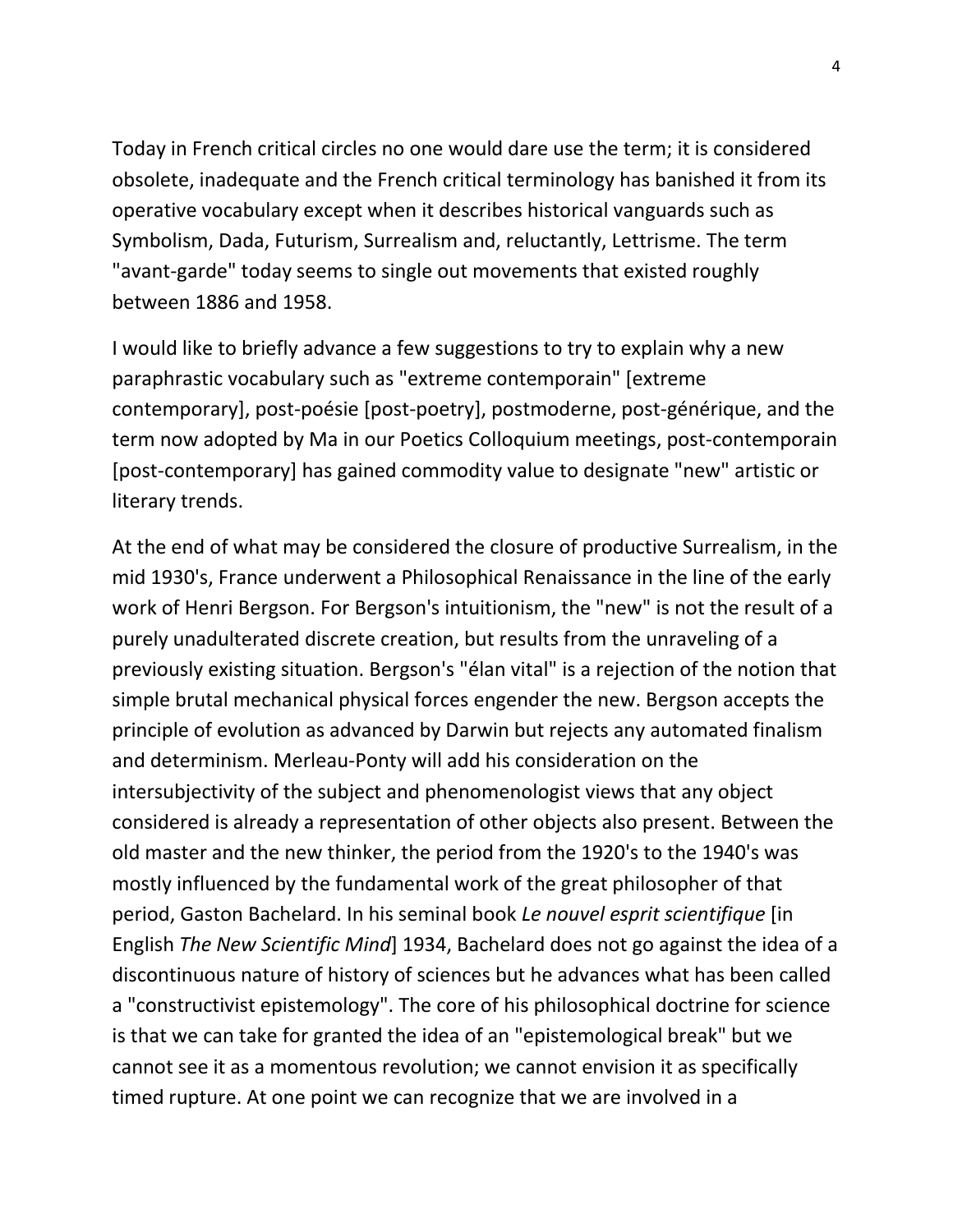Today in French critical circles no one would dare use the term; it is considered obsolete, inadequate and the French critical terminology has banished it from its operative vocabulary except when it describes historical vanguards such as Symbolism, Dada, Futurism, Surrealism and, reluctantly, Lettrisme. The term "avant-garde" today seems to single out movements that existed roughly between 1886 and 1958.

I would like to briefly advance a few suggestions to try to explain why a new paraphrastic vocabulary such as "extreme contemporain" [extreme contemporary], post-poésie [post-poetry], postmoderne, post-générique, and the term now adopted by Ma in our Poetics Colloquium meetings, post-contemporain [post-contemporary] has gained commodity value to designate "new" artistic or literary trends.

At the end of what may be considered the closure of productive Surrealism, in the mid 1930's, France underwent a Philosophical Renaissance in the line of the early work of Henri Bergson. For Bergson's intuitionism, the "new" is not the result of a purely unadulterated discrete creation, but results from the unraveling of a previously existing situation. Bergson's "élan vital" is a rejection of the notion that simple brutal mechanical physical forces engender the new. Bergson accepts the principle of evolution as advanced by Darwin but rejects any automated finalism and determinism. Merleau-Ponty will add his consideration on the intersubjectivity of the subject and phenomenologist views that any object considered is already a representation of other objects also present. Between the old master and the new thinker, the period from the 1920's to the 1940's was mostly influenced by the fundamental work of the great philosopher of that period, Gaston Bachelard. In his seminal book *Le nouvel esprit scientifique* [in English *The New Scientific Mind*] 1934, Bachelard does not go against the idea of a discontinuous nature of history of sciences but he advances what has been called a "constructivist epistemology". The core of his philosophical doctrine for science is that we can take for granted the idea of an "epistemological break" but we cannot see it as a momentous revolution; we cannot envision it as specifically timed rupture. At one point we can recognize that we are involved in a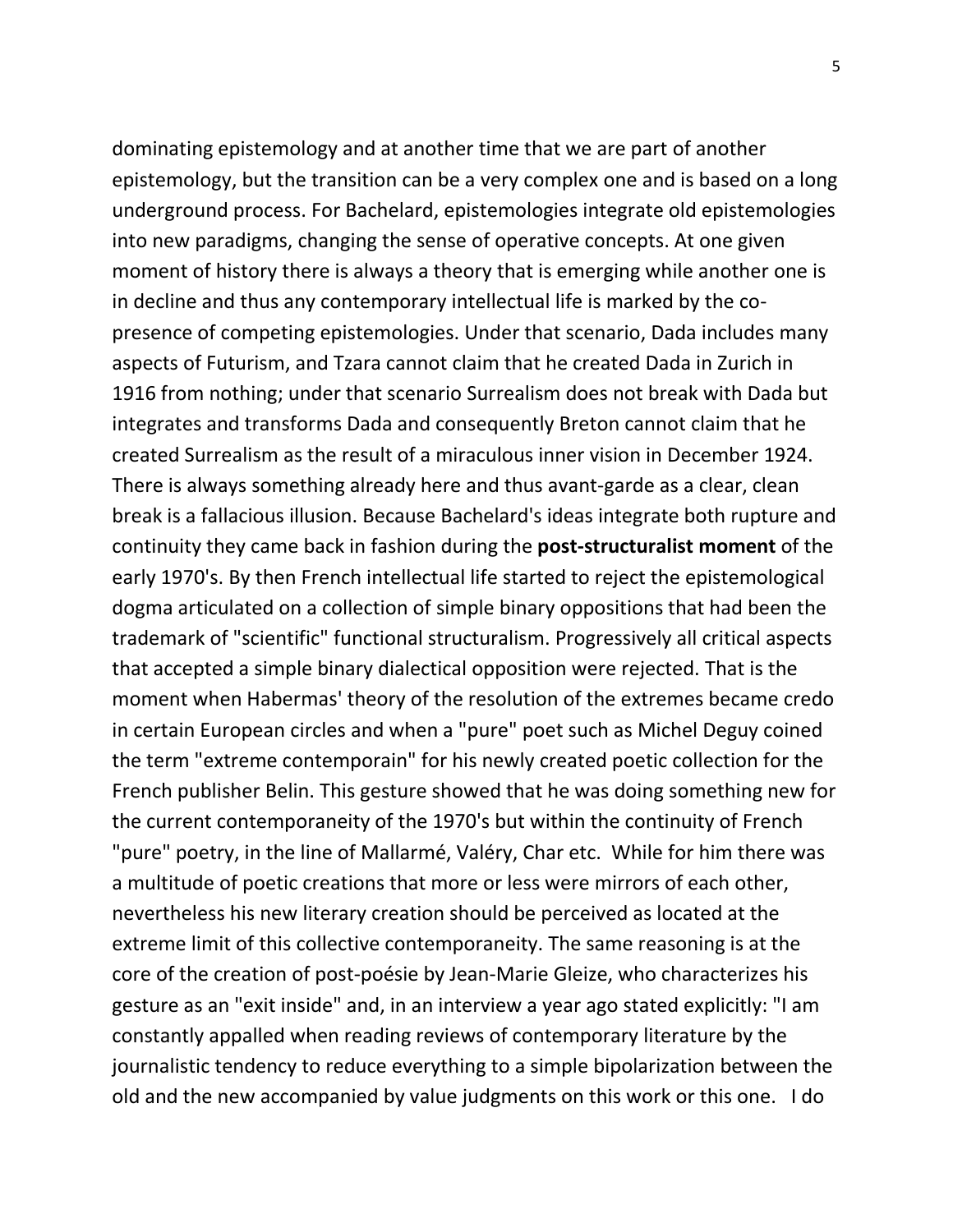dominating epistemology and at another time that we are part of another epistemology, but the transition can be a very complex one and is based on a long underground process. For Bachelard, epistemologies integrate old epistemologies into new paradigms, changing the sense of operative concepts. At one given moment of history there is always a theory that is emerging while another one is in decline and thus any contemporary intellectual life is marked by the co-presence of competing epistemologies. Under that scenario, Dada includes many aspects of Futurism, and Tzara cannot claim that he created Dada in Zurich in 1916 from nothing; under that scenario Surrealism does not break with Dada but integrates and transforms Dada and consequently Breton cannot claim that he created Surrealism as the result of a miraculous inner vision in December 1924. There is always something already here and thus avant-garde as a clear, clean break is a fallacious illusion. Because Bachelard's ideas integrate both rupture and continuity they came back in fashion during the **post-structuralist moment** of the early 1970's. By then French intellectual life started to reject the epistemological dogma articulated on a collection of simple binary oppositions that had been the trademark of "scientific" functional structuralism. Progressively all critical aspects that accepted a simple binary dialectical opposition were rejected. That is the moment when Habermas' theory of the resolution of the extremes became credo in certain European circles and when a "pure" poet such as Michel Deguy coined the term "extreme contemporain" for his newly created poetic collection for the French publisher Belin. This gesture showed that he was doing something new for the current contemporaneity of the 1970's but within the continuity of French "pure" poetry, in the line of Mallarmé, Valéry, Char etc. While for him there was a multitude of poetic creations that more or less were mirrors of each other, nevertheless his new literary creation should be perceived as located at the extreme limit of this collective contemporaneity. The same reasoning is at the core of the creation of post-poésie by Jean-Marie Gleize, who characterizes his gesture as an "exit inside" and, in an interview a year ago stated explicitly: "I am constantly appalled when reading reviews of contemporary literature by the journalistic tendency to reduce everything to a simple bipolarization between the old and the new accompanied by value judgments on this work or this one. I do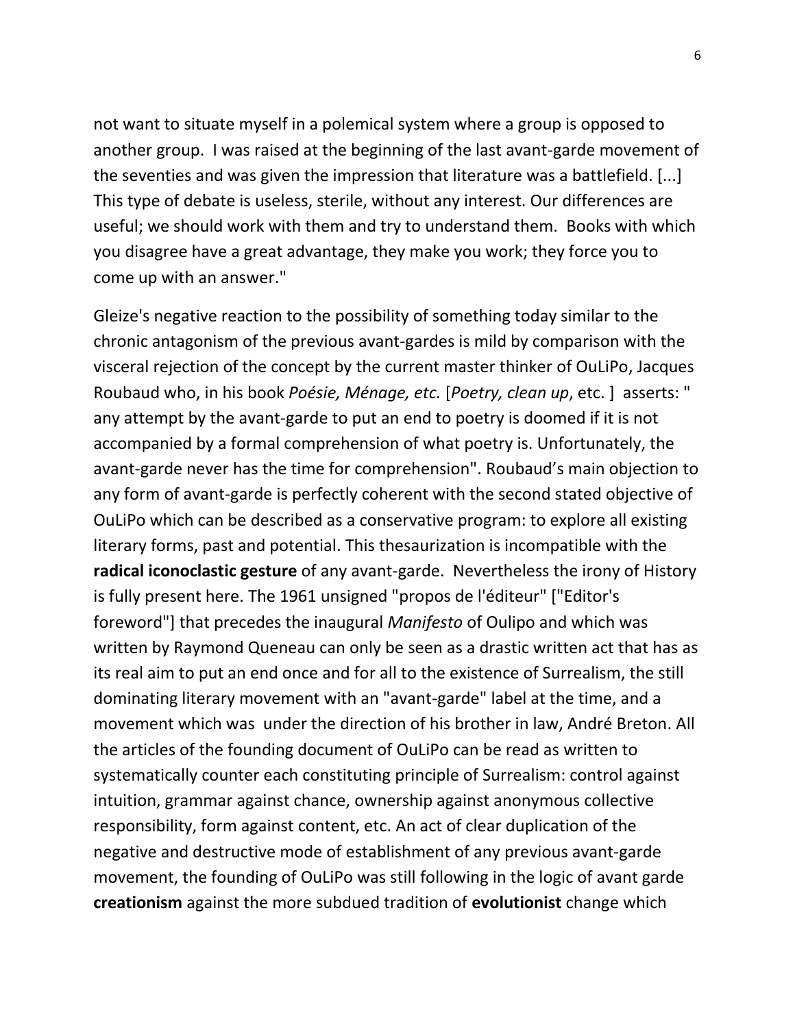not want to situate myself in a polemical system where a group is opposed to another group. I was raised at the beginning of the last avant-garde movement of the seventies and was given the impression that literature was a battlefield. [...] This type of debate is useless, sterile, without any interest. Our differences are useful; we should work with them and try to understand them. Books with which you disagree have a great advantage, they make you work; they force you to come up with an answer."

Gleize's negative reaction to the possibility of something today similar to the chronic antagonism of the previous avant-gardes is mild by comparison with the visceral rejection of the concept by the current master thinker of OuLiPo, Jacques Roubaud who, in his book *Poésie, Ménage, etc.* [*Poetry, clean up*, etc. ] asserts: " any attempt by the avant-garde to put an end to poetry is doomed if it is not accompanied by a formal comprehension of what poetry is. Unfortunately, the avant-garde never has the time for comprehension". Roubaud's main objection to any form of avant-garde is perfectly coherent with the second stated objective of OuLiPo which can be described as a conservative program: to explore all existing literary forms, past and potential. This thesaurization is incompatible with the **radical iconoclastic gesture** of any avant-garde. Nevertheless the irony of History is fully present here. The 1961 unsigned "propos de l'éditeur" ["Editor's foreword"] that precedes the inaugural *Manifesto* of Oulipo and which was written by Raymond Queneau can only be seen as a drastic written act that has as its real aim to put an end once and for all to the existence of Surrealism, the still dominating literary movement with an "avant-garde" label at the time, and a movement which was under the direction of his brother in law, André Breton. All the articles of the founding document of OuLiPo can be read as written to systematically counter each constituting principle of Surrealism: control against intuition, grammar against chance, ownership against anonymous collective responsibility, form against content, etc. An act of clear duplication of the negative and destructive mode of establishment of any previous avant-garde movement, the founding of OuLiPo was still following in the logic of avant garde **creationism** against the more subdued tradition of **evolutionist** change which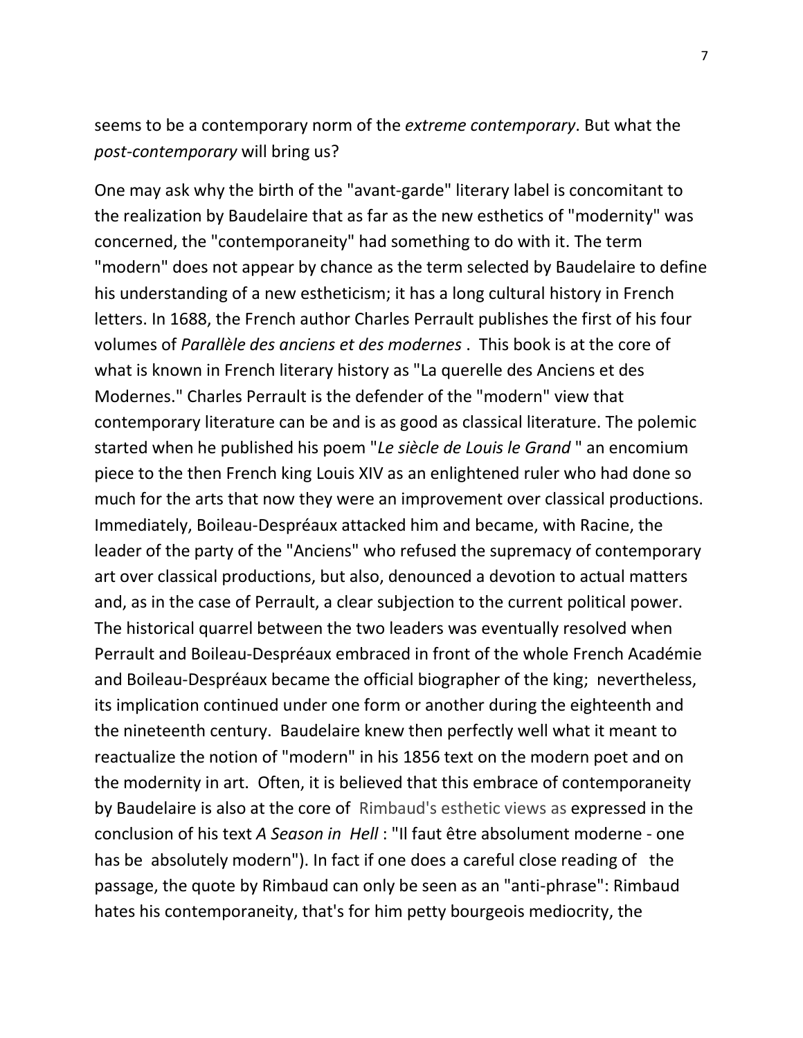seems to be a contemporary norm of the *extreme contemporary*. But what the *post-contemporary* will bring us?

One may ask why the birth of the "avant-garde" literary label is concomitant to the realization by Baudelaire that as far as the new esthetics of "modernity" was concerned, the "contemporaneity" had something to do with it. The term "modern" does not appear by chance as the term selected by Baudelaire to define his understanding of a new estheticism; it has a long cultural history in French letters. In 1688, the French author Charles Perrault publishes the first of his four volumes of *Parallèle des anciens et des modernes* . This book is at the core of what is known in French literary history as "La querelle des Anciens et des Modernes." Charles Perrault is the defender of the "modern" view that contemporary literature can be and is as good as classical literature. The polemic started when he published his poem "*Le siècle de Louis le Grand* " an encomium piece to the then French king Louis XIV as an enlightened ruler who had done so much for the arts that now they were an improvement over classical productions. Immediately, Boileau-Despréaux attacked him and became, with Racine, the leader of the party of the "Anciens" who refused the supremacy of contemporary art over classical productions, but also, denounced a devotion to actual matters and, as in the case of Perrault, a clear subjection to the current political power. The historical quarrel between the two leaders was eventually resolved when Perrault and Boileau-Despréaux embraced in front of the whole French Académie and Boileau-Despréaux became the official biographer of the king; nevertheless, its implication continued under one form or another during the eighteenth and the nineteenth century. Baudelaire knew then perfectly well what it meant to reactualize the notion of "modern" in his 1856 text on the modern poet and on the modernity in art. Often, it is believed that this embrace of contemporaneity by Baudelaire is also at the core of Rimbaud's esthetic views as expressed in the conclusion of his text *A Season in Hell* : "Il faut être absolument moderne - one has be absolutely modern"). In fact if one does a careful close reading of the passage, the quote by Rimbaud can only be seen as an "anti-phrase": Rimbaud hates his contemporaneity, that's for him petty bourgeois mediocrity, the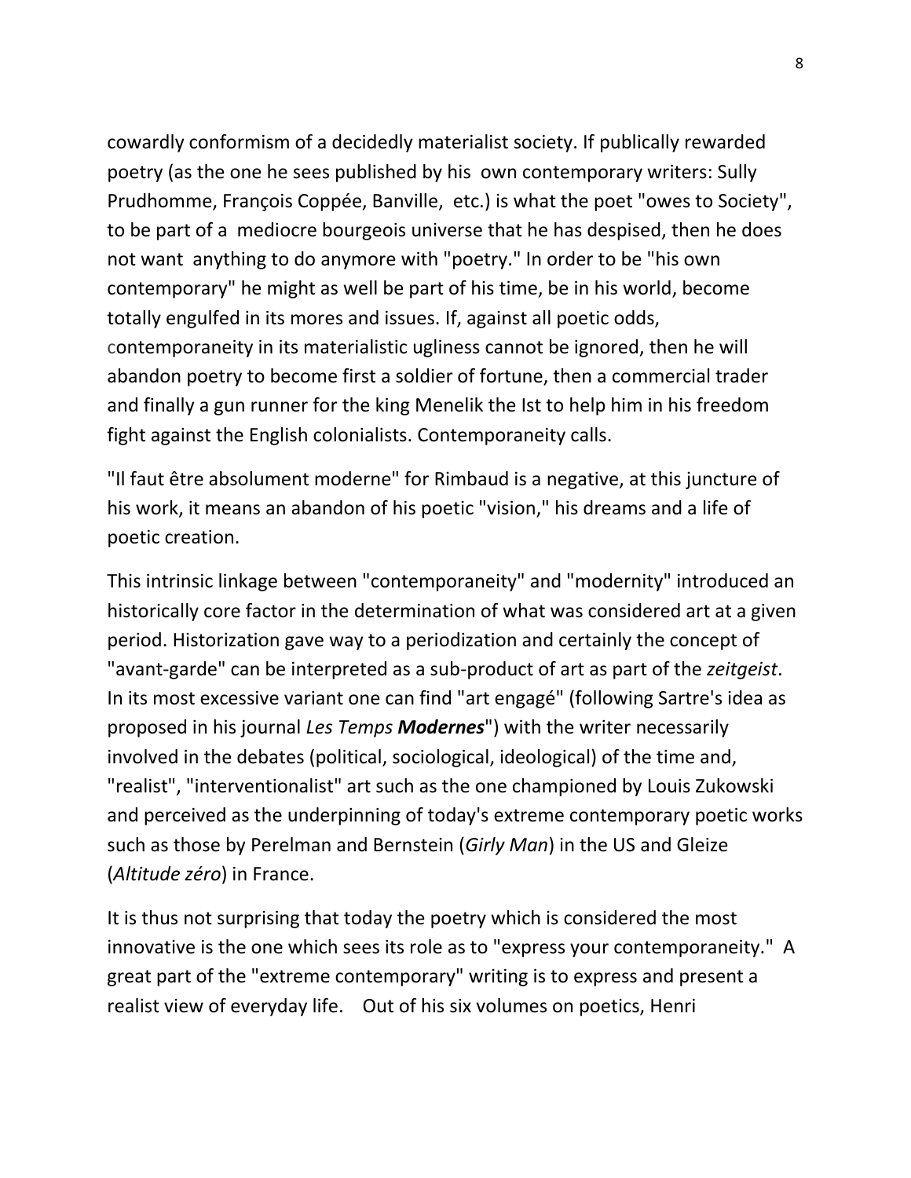cowardly conformism of a decidedly materialist society. If publically rewarded poetry (as the one he sees published by his own contemporary writers: Sully Prudhomme, François Coppée, Banville, etc.) is what the poet "owes to Society", to be part of a mediocre bourgeois universe that he has despised, then he does not want anything to do anymore with "poetry." In order to be "his own contemporary" he might as well be part of his time, be in his world, become totally engulfed in its mores and issues. If, against all poetic odds, contemporaneity in its materialistic ugliness cannot be ignored, then he will abandon poetry to become first a soldier of fortune, then a commercial trader and finally a gun runner for the king Menelik the Ist to help him in his freedom fight against the English colonialists. Contemporaneity calls.

"Il faut être absolument moderne" for Rimbaud is a negative, at this juncture of his work, it means an abandon of his poetic "vision," his dreams and a life of poetic creation.

This intrinsic linkage between "contemporaneity" and "modernity" introduced an historically core factor in the determination of what was considered art at a given period. Historization gave way to a periodization and certainly the concept of "avant-garde" can be interpreted as a sub-product of art as part of the *zeitgeist*. In its most excessive variant one can find "art engagé" (following Sartre's idea as proposed in his journal *Les Temps* ***Modernes***") with the writer necessarily involved in the debates (political, sociological, ideological) of the time and, "realist", "interventionalist" art such as the one championed by Louis Zukowski and perceived as the underpinning of today's extreme contemporary poetic works such as those by Perelman and Bernstein (*Girly Man*) in the US and Gleize (*Altitude zéro*) in France.

It is thus not surprising that today the poetry which is considered the most innovative is the one which sees its role as to "express your contemporaneity." A great part of the "extreme contemporary" writing is to express and present a realist view of everyday life. Out of his six volumes on poetics, Henri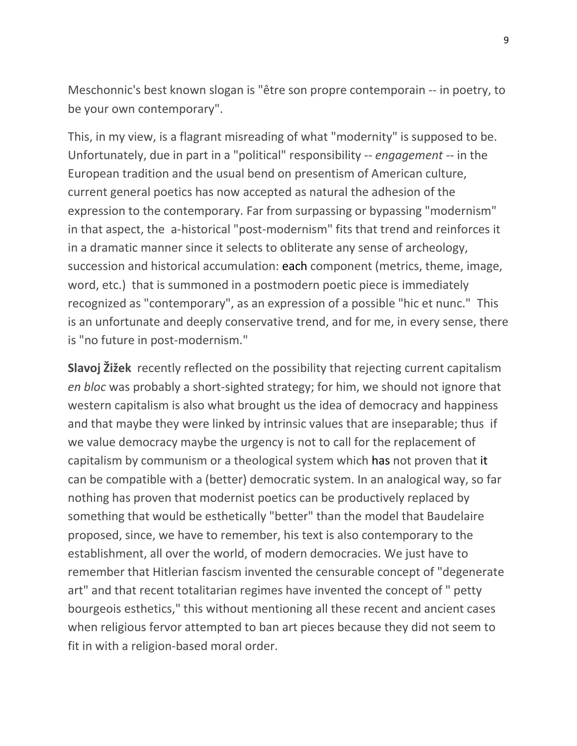Meschonnic's best known slogan is "être son propre contemporain -- in poetry, to be your own contemporary".

This, in my view, is a flagrant misreading of what "modernity" is supposed to be. Unfortunately, due in part in a "political" responsibility -- *engagement* -- in the European tradition and the usual bend on presentism of American culture, current general poetics has now accepted as natural the adhesion of the expression to the contemporary. Far from surpassing or bypassing "modernism" in that aspect, the a-historical "post-modernism" fits that trend and reinforces it in a dramatic manner since it selects to obliterate any sense of archeology, succession and historical accumulation: each component (metrics, theme, image, word, etc.) that is summoned in a postmodern poetic piece is immediately recognized as "contemporary", as an expression of a possible "hic et nunc." This is an unfortunate and deeply conservative trend, and for me, in every sense, there is "no future in post-modernism."

**Slavoj Žižek** recently reflected on the possibility that rejecting current capitalism *en bloc* was probably a short-sighted strategy; for him, we should not ignore that western capitalism is also what brought us the idea of democracy and happiness and that maybe they were linked by intrinsic values that are inseparable; thus if we value democracy maybe the urgency is not to call for the replacement of capitalism by communism or a theological system which has not proven that it can be compatible with a (better) democratic system. In an analogical way, so far nothing has proven that modernist poetics can be productively replaced by something that would be esthetically "better" than the model that Baudelaire proposed, since, we have to remember, his text is also contemporary to the establishment, all over the world, of modern democracies. We just have to remember that Hitlerian fascism invented the censurable concept of "degenerate art" and that recent totalitarian regimes have invented the concept of " petty bourgeois esthetics," this without mentioning all these recent and ancient cases when religious fervor attempted to ban art pieces because they did not seem to fit in with a religion-based moral order.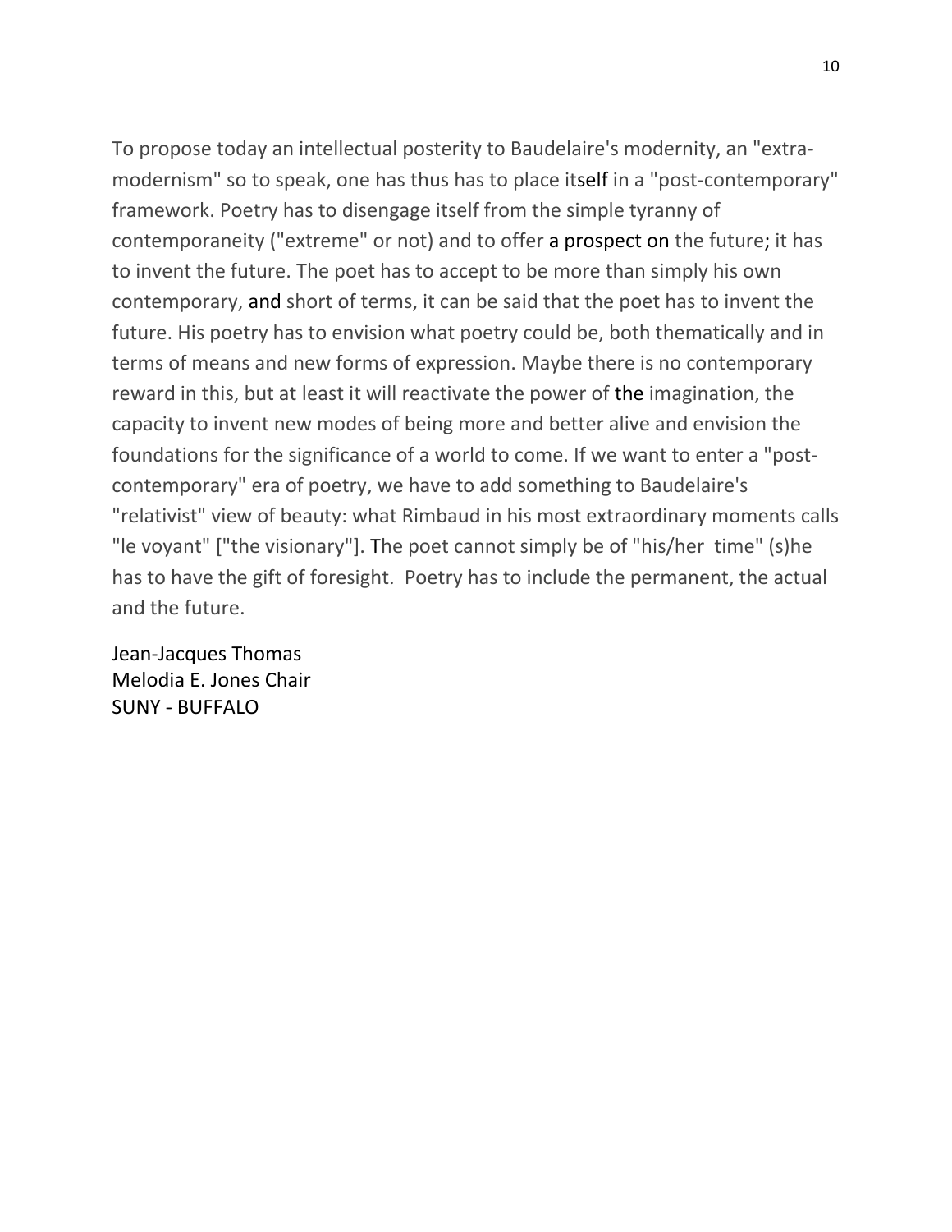To propose today an intellectual posterity to Baudelaire's modernity, an "extra-modernism" so to speak, one has thus has to place itself in a "post-contemporary" framework. Poetry has to disengage itself from the simple tyranny of contemporaneity ("extreme" or not) and to offer a prospect on the future; it has to invent the future. The poet has to accept to be more than simply his own contemporary, and short of terms, it can be said that the poet has to invent the future. His poetry has to envision what poetry could be, both thematically and in terms of means and new forms of expression. Maybe there is no contemporary reward in this, but at least it will reactivate the power of the imagination, the capacity to invent new modes of being more and better alive and envision the foundations for the significance of a world to come. If we want to enter a "post-contemporary" era of poetry, we have to add something to Baudelaire's "relativist" view of beauty: what Rimbaud in his most extraordinary moments calls "le voyant" ["the visionary"]. The poet cannot simply be of "his/her time" (s)he has to have the gift of foresight. Poetry has to include the permanent, the actual and the future.

Jean-Jacques Thomas
Melodia E. Jones Chair
SUNY - BUFFALO